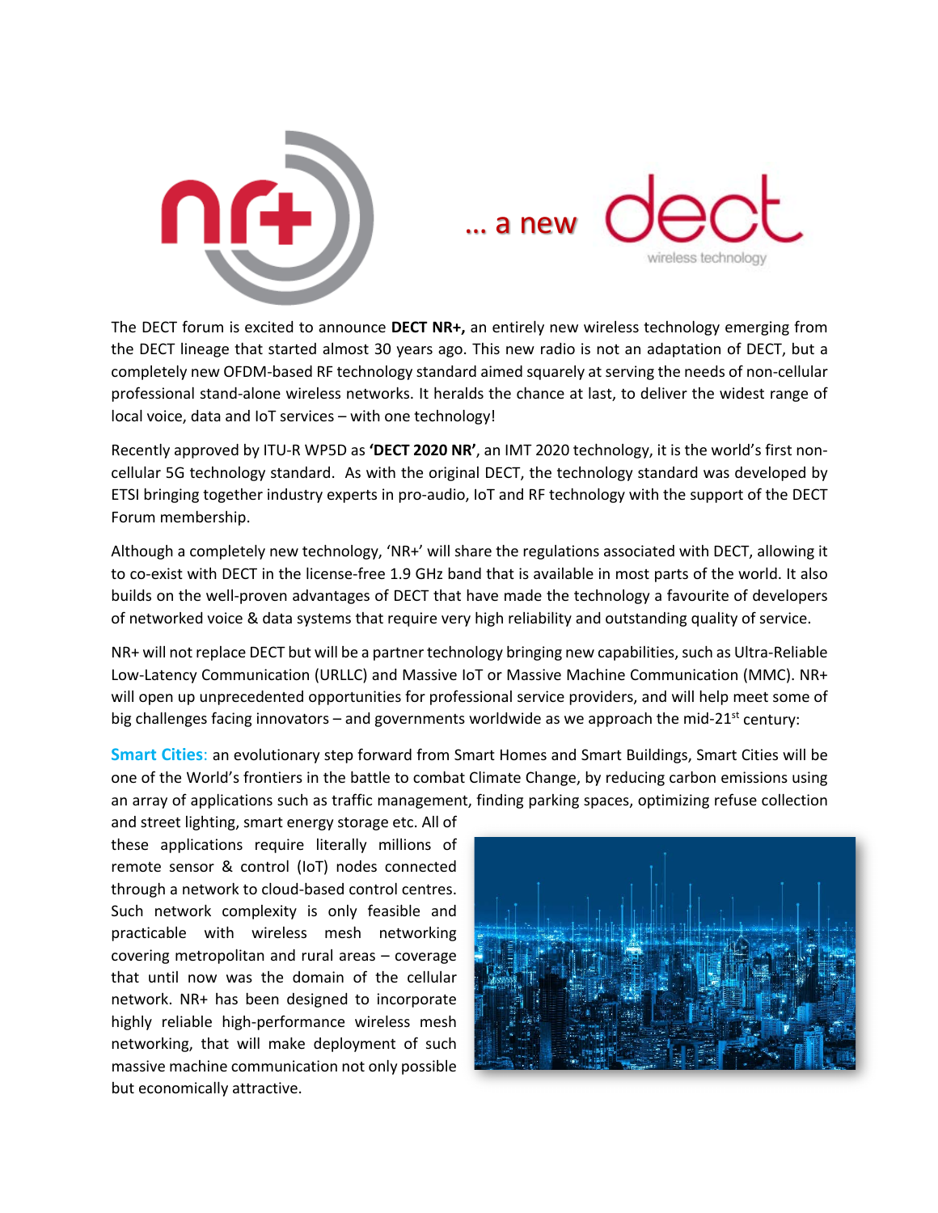... a new dect wireless technology

The DECT forum is excited to announce **DECT NR+,** an entirely new wireless technology emerging from the DECT lineage that started almost 30 years ago. This new radio is not an adaptation of DECT, but a completely new OFDM-based RF technology standard aimed squarely at serving the needs of non-cellular professional stand-alone wireless networks. It heralds the chance at last, to deliver the widest range of local voice, data and IoT services – with one technology!

Recently approved by ITU-R WP5D as **'DECT 2020 NR'**, an IMT 2020 technology, it is the world's first non-cellular 5G technology standard. As with the original DECT, the technology standard was developed by ETSI bringing together industry experts in pro-audio, IoT and RF technology with the support of the DECT Forum membership.

Although a completely new technology, 'NR+' will share the regulations associated with DECT, allowing it to co-exist with DECT in the license-free 1.9 GHz band that is available in most parts of the world. It also builds on the well-proven advantages of DECT that have made the technology a favourite of developers of networked voice & data systems that require very high reliability and outstanding quality of service.

NR+ will not replace DECT but will be a partner technology bringing new capabilities, such as Ultra-Reliable Low-Latency Communication (URLLC) and Massive IoT or Massive Machine Communication (MMC). NR+ will open up unprecedented opportunities for professional service providers, and will help meet some of big challenges facing innovators – and governments worldwide as we approach the mid-21st century:

**Smart Cities:** an evolutionary step forward from Smart Homes and Smart Buildings, Smart Cities will be one of the World's frontiers in the battle to combat Climate Change, by reducing carbon emissions using an array of applications such as traffic management, finding parking spaces, optimizing refuse collection and street lighting, smart energy storage etc. All of these applications require literally millions of remote sensor & control (IoT) nodes connected through a network to cloud-based control centres. Such network complexity is only feasible and practicable with wireless mesh networking covering metropolitan and rural areas – coverage that until now was the domain of the cellular network. NR+ has been designed to incorporate highly reliable high-performance wireless mesh networking, that will make deployment of such massive machine communication not only possible but economically attractive.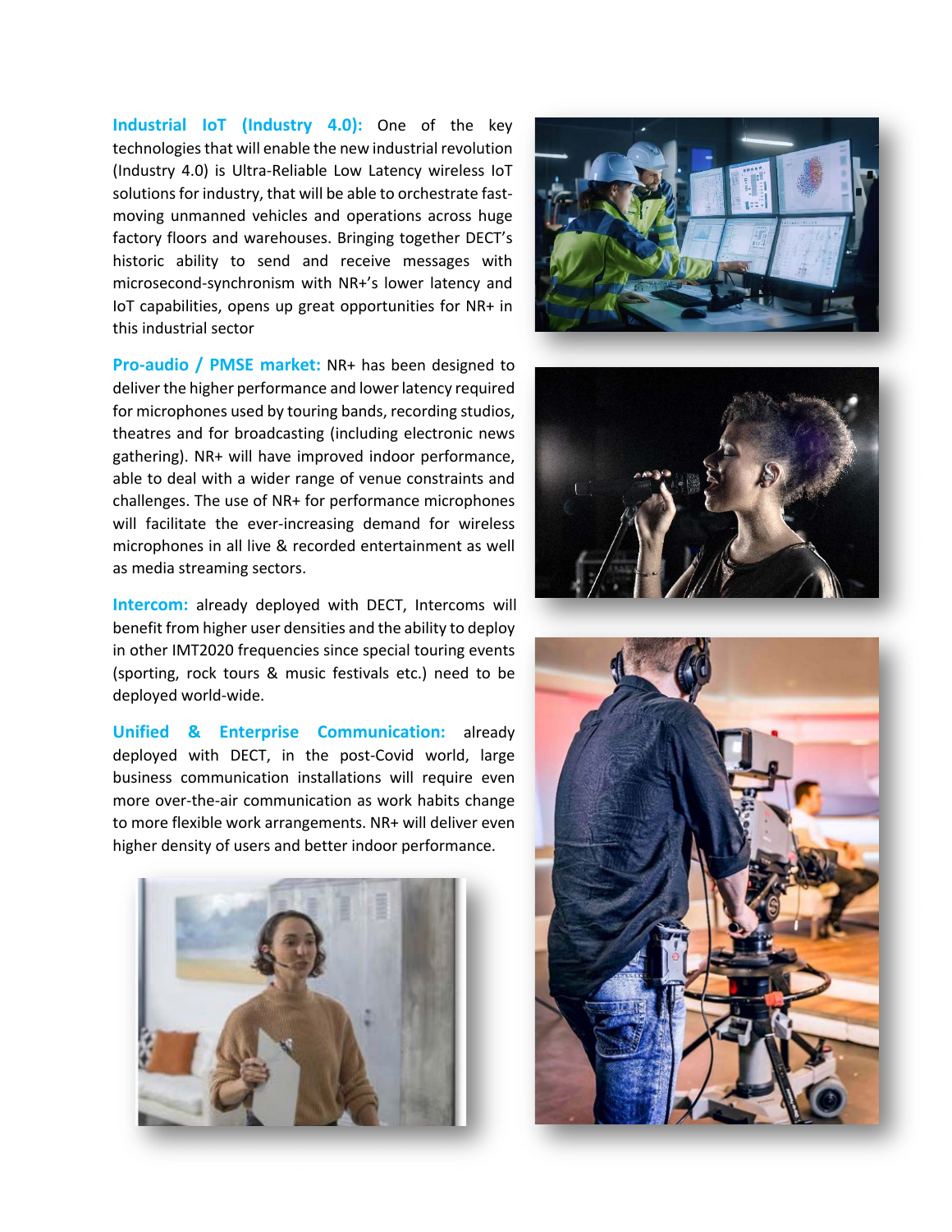**Industrial IoT (Industry 4.0):** One of the key technologies that will enable the new industrial revolution (Industry 4.0) is Ultra-Reliable Low Latency wireless IoT solutions for industry, that will be able to orchestrate fast-moving unmanned vehicles and operations across huge factory floors and warehouses. Bringing together DECT's historic ability to send and receive messages with microsecond-synchronism with NR+'s lower latency and IoT capabilities, opens up great opportunities for NR+ in this industrial sector

**Pro-audio / PMSE market:** NR+ has been designed to deliver the higher performance and lower latency required for microphones used by touring bands, recording studios, theatres and for broadcasting (including electronic news gathering). NR+ will have improved indoor performance, able to deal with a wider range of venue constraints and challenges. The use of NR+ for performance microphones will facilitate the ever-increasing demand for wireless microphones in all live & recorded entertainment as well as media streaming sectors.

**Intercom:** already deployed with DECT, Intercoms will benefit from higher user densities and the ability to deploy in other IMT2020 frequencies since special touring events (sporting, rock tours & music festivals etc.) need to be deployed world-wide.

**Unified & Enterprise Communication:** already deployed with DECT, in the post-Covid world, large business communication installations will require even more over-the-air communication as work habits change to more flexible work arrangements. NR+ will deliver even higher density of users and better indoor performance.